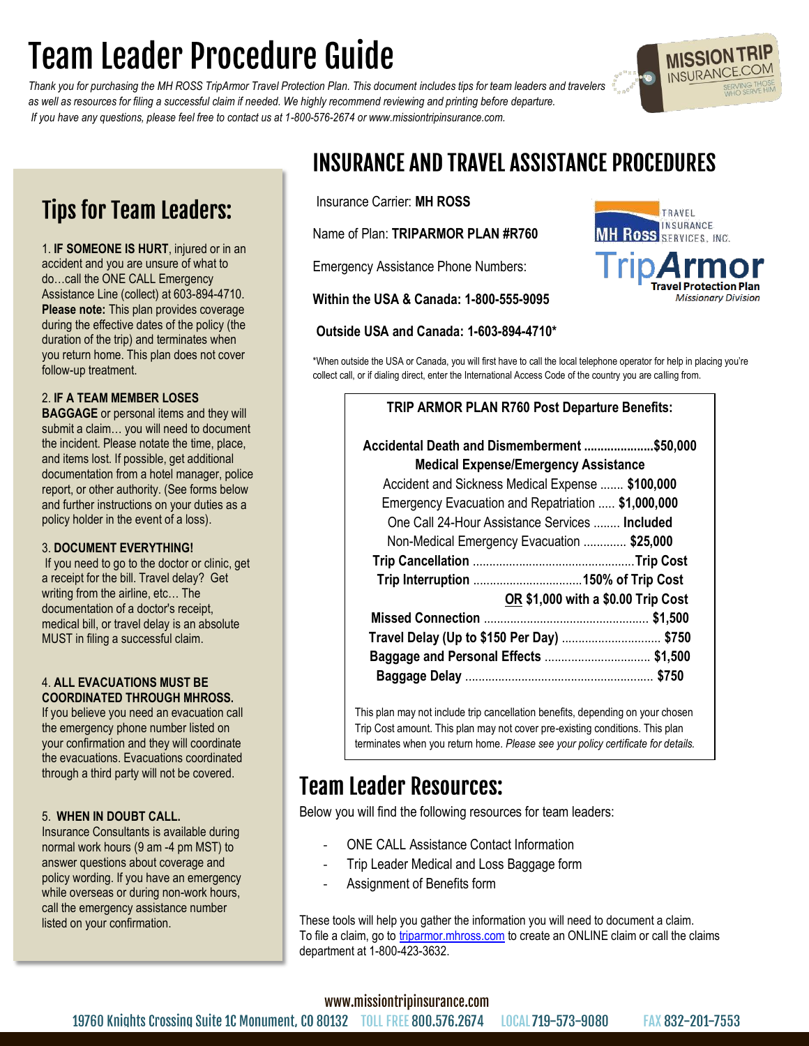# Team Leader Procedure Guide

*Thank you for purchasing the MH ROSS TripArmor Travel Protection Plan. This document includes tips for team leaders and travelers as well as resources for filing a successful claim if needed. We highly recommend reviewing and printing before departure.*
*If you have any questions, please feel free to contact us at 1-800-576-2674 or www.missiontripinsurance.com.*

## Tips for Team Leaders:

1. **IF SOMEONE IS HURT**, injured or in an accident and you are unsure of what to do…call the ONE CALL Emergency Assistance Line (collect) at 603-894-4710. **Please note:** This plan provides coverage during the effective dates of the policy (the duration of the trip) and terminates when you return home. This plan does not cover follow-up treatment.

2. **IF A TEAM MEMBER LOSES BAGGAGE** or personal items and they will submit a claim… you will need to document the incident. Please notate the time, place, and items lost. If possible, get additional documentation from a hotel manager, police report, or other authority. (See forms below and further instructions on your duties as a policy holder in the event of a loss).

3. **DOCUMENT EVERYTHING!** If you need to go to the doctor or clinic, get a receipt for the bill. Travel delay? Get writing from the airline, etc… The documentation of a doctor's receipt, medical bill, or travel delay is an absolute MUST in filing a successful claim.

4. **ALL EVACUATIONS MUST BE COORDINATED THROUGH MHROSS.** If you believe you need an evacuation call the emergency phone number listed on your confirmation and they will coordinate the evacuations. Evacuations coordinated through a third party will not be covered.

5. **WHEN IN DOUBT CALL.** Insurance Consultants is available during normal work hours (9 am -4 pm MST) to answer questions about coverage and policy wording. If you have an emergency while overseas or during non-work hours, call the emergency assistance number listed on your confirmation.

## INSURANCE AND TRAVEL ASSISTANCE PROCEDURES

Insurance Carrier: **MH ROSS**

Name of Plan: **TRIPARMOR PLAN #R760**

Emergency Assistance Phone Numbers:

**Within the USA & Canada: 1-800-555-9095**

**Outside USA and Canada: 1-603-894-4710***

*When outside the USA or Canada, you will first have to call the local telephone operator for help in placing you're collect call, or if dialing direct, enter the International Access Code of the country you are calling from.

**TRIP ARMOR PLAN R760 Post Departure Benefits:**

| Benefit | Amount |
|---|---|
| **Accidental Death and Dismemberment** | **$50,000** |
| **Medical Expense/Emergency Assistance** | |
| Accident and Sickness Medical Expense | **$100,000** |
| Emergency Evacuation and Repatriation | **$1,000,000** |
| One Call 24-Hour Assistance Services | **Included** |
| Non-Medical Emergency Evacuation | **$25,000** |
| **Trip Cancellation** | **Trip Cost** |
| **Trip Interruption** | **150% of Trip Cost** **OR $1,000 with a $0.00 Trip Cost** |
| **Missed Connection** | **$1,500** |
| **Travel Delay (Up to $150 Per Day)** | **$750** |
| **Baggage and Personal Effects** | **$1,500** |
| **Baggage Delay** | **$750** |

This plan may not include trip cancellation benefits, depending on your chosen Trip Cost amount. This plan may not cover pre-existing conditions. This plan terminates when you return home. *Please see your policy certificate for details.*

## Team Leader Resources:

Below you will find the following resources for team leaders:

- ONE CALL Assistance Contact Information
- Trip Leader Medical and Loss Baggage form
- Assignment of Benefits form

These tools will help you gather the information you will need to document a claim. To file a claim, go to [tripamor.mhross.com](tripamor.mhross.com) to create an ONLINE claim or call the claims department at 1-800-423-3632.

www.missiontripinsurance.com

19760 Knights Crossing Suite 1C Monument, CO 80132 TOLL FREE 800.576.2674 LOCAL 719-573-9080 FAX 832-201-7553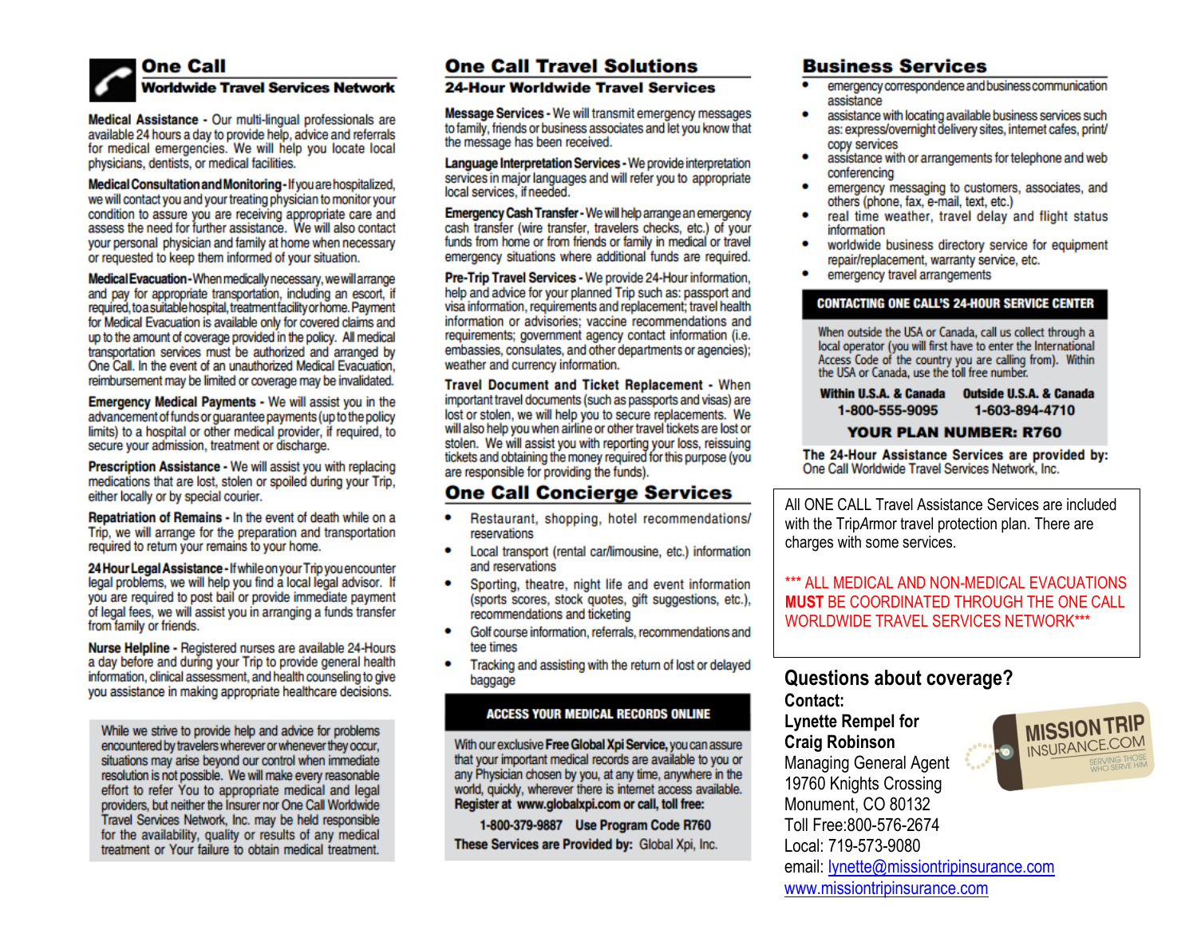## One Call
### Worldwide Travel Services Network

**Medical Assistance -** Our multi-lingual professionals are available 24 hours a day to provide help, advice and referrals for medical emergencies. We will help you locate local physicians, dentists, or medical facilities.

**Medical Consultation and Monitoring -** If you are hospitalized, we will contact you and your treating physician to monitor your condition to assure you are receiving appropriate care and assess the need for further assistance. We will also contact your personal physician and family at home when necessary or requested to keep them informed of your situation.

**Medical Evacuation -** When medically necessary, we will arrange and pay for appropriate transportation, including an escort, if required, to a suitable hospital, treatment facility or home. Payment for Medical Evacuation is available only for covered claims and up to the amount of coverage provided in the policy. All medical transportation services must be authorized and arranged by One Call. In the event of an unauthorized Medical Evacuation, reimbursement may be limited or coverage may be invalidated.

**Emergency Medical Payments -** We will assist you in the advancement of funds or guarantee payments (up to the policy limits) to a hospital or other medical provider, if required, to secure your admission, treatment or discharge.

**Prescription Assistance -** We will assist you with replacing medications that are lost, stolen or spoiled during your Trip, either locally or by special courier.

**Repatriation of Remains -** In the event of death while on a Trip, we will arrange for the preparation and transportation required to return your remains to your home.

**24 Hour Legal Assistance -** If while on your Trip you encounter legal problems, we will help you find a local legal advisor. If you are required to post bail or provide immediate payment of legal fees, we will assist you in arranging a funds transfer from family or friends.

**Nurse Helpline -** Registered nurses are available 24-Hours a day before and during your Trip to provide general health information, clinical assessment, and health counseling to give you assistance in making appropriate healthcare decisions.

While we strive to provide help and advice for problems encountered by travelers wherever or whenever they occur, situations may arise beyond our control when immediate resolution is not possible. We will make every reasonable effort to refer You to appropriate medical and legal providers, but neither the Insurer nor One Call Worldwide Travel Services Network, Inc. may be held responsible for the availability, quality or results of any medical treatment or Your failure to obtain medical treatment.

## One Call Travel Solutions
### 24-Hour Worldwide Travel Services

**Message Services -** We will transmit emergency messages to family, friends or business associates and let you know that the message has been received.

**Language Interpretation Services -** We provide interpretation services in major languages and will refer you to appropriate local services, if needed.

**Emergency Cash Transfer -** We will help arrange an emergency cash transfer (wire transfer, travelers checks, etc.) of your funds from home or from friends or family in medical or travel emergency situations where additional funds are required.

**Pre-Trip Travel Services -** We provide 24-Hour information, help and advice for your planned Trip such as: passport and visa information, requirements and replacement; travel health information or advisories; vaccine recommendations and requirements; government agency contact information (i.e. embassies, consulates, and other departments or agencies); weather and currency information.

**Travel Document and Ticket Replacement -** When important travel documents (such as passports and visas) are lost or stolen, we will help you to secure replacements. We will also help you when airline or other travel tickets are lost or stolen. We will assist you with reporting your loss, reissuing tickets and obtaining the money required for this purpose (you are responsible for providing the funds).

## One Call Concierge Services

- Restaurant, shopping, hotel recommendations/ reservations
- Local transport (rental car/limousine, etc.) information and reservations
- Sporting, theatre, night life and event information (sports scores, stock quotes, gift suggestions, etc.), recommendations and ticketing
- Golf course information, referrals, recommendations and tee times
- Tracking and assisting with the return of lost or delayed baggage

**ACCESS YOUR MEDICAL RECORDS ONLINE**

With our exclusive **Free Global Xpi Service,** you can assure that your important medical records are available to you or any Physician chosen by you, at any time, anywhere in the world, quickly, wherever there is internet access available. **Register at www.globalxpi.com or call, toll free:**

**1-800-379-9887 Use Program Code R760**

**These Services are Provided by:** Global Xpi, Inc.

## Business Services

- emergency correspondence and business communication assistance
- assistance with locating available business services such as: express/overnight delivery sites, internet cafes, print/ copy services
- assistance with or arrangements for telephone and web conferencing
- emergency messaging to customers, associates, and others (phone, fax, e-mail, text, etc.)
- real time weather, travel delay and flight status information
- worldwide business directory service for equipment repair/replacement, warranty service, etc.
- emergency travel arrangements

**CONTACTING ONE CALL'S 24-HOUR SERVICE CENTER**

When outside the USA or Canada, call us collect through a local operator (you will first have to enter the International Access Code of the country you are calling from). Within the USA or Canada, use the toll free number.

| Within U.S.A. & Canada | Outside U.S.A. & Canada |
|---|---|
| 1-800-555-9095 | 1-603-894-4710 |

**YOUR PLAN NUMBER: R760**

**The 24-Hour Assistance Services are provided by:** One Call Worldwide Travel Services Network, Inc.

All ONE CALL Travel Assistance Services are included with the Trip*Armor* travel protection plan. There are charges with some services.

*** ALL MEDICAL AND NON-MEDICAL EVACUATIONS **MUST** BE COORDINATED THROUGH THE ONE CALL WORLDWIDE TRAVEL SERVICES NETWORK***

## Questions about coverage?

**Contact:**
**Lynette Rempel for**
**Craig Robinson**
Managing General Agent
19760 Knights Crossing
Monument, CO 80132
Toll Free:800-576-2674
Local: 719-573-9080
email: lynette@missiontripinsurance.com
www.missiontripinsurance.com

MISSION TRIP INSURANCE.COM
SERVING THOSE WHO SERVE HIM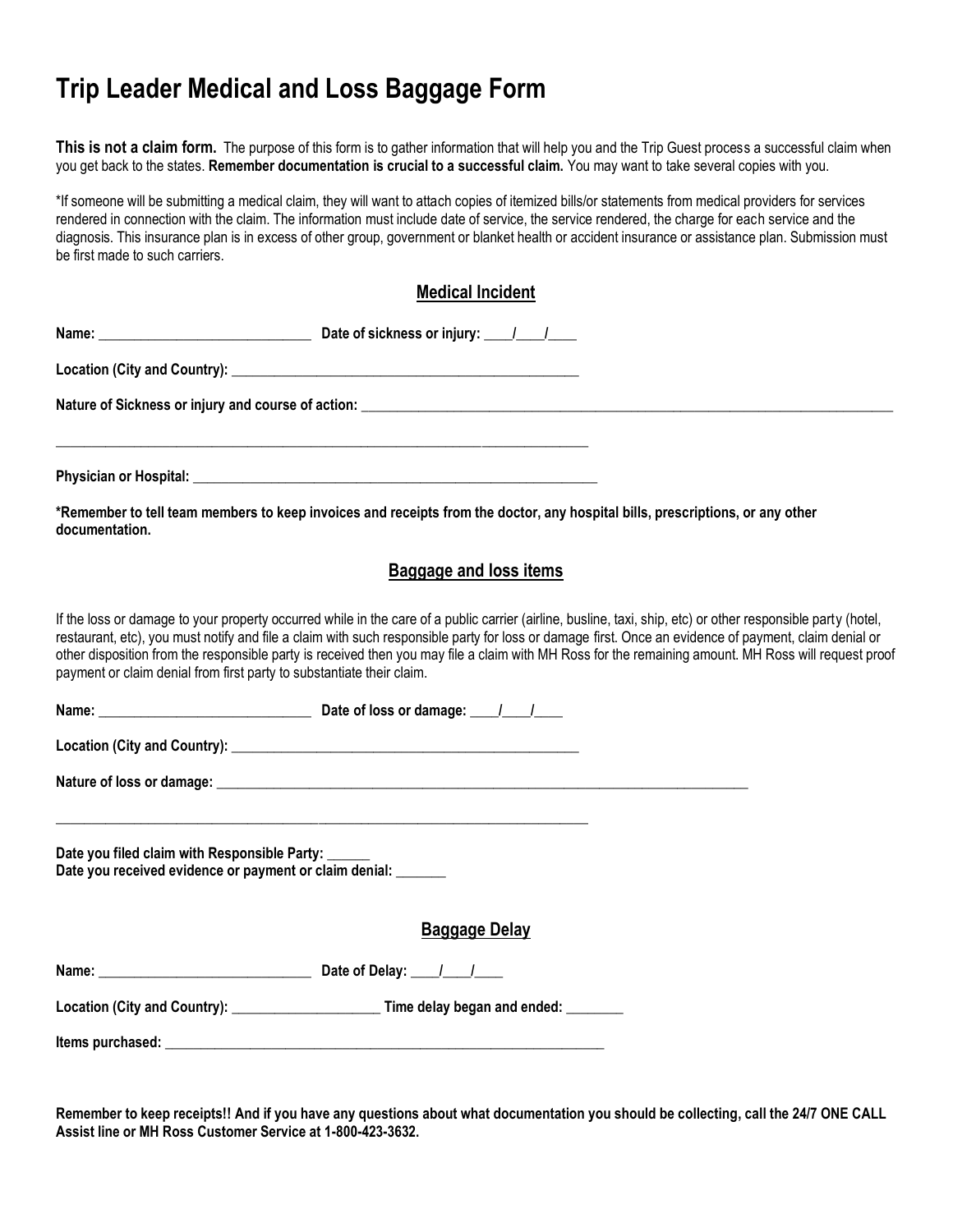# Trip Leader Medical and Loss Baggage Form

**This is not a claim form.** The purpose of this form is to gather information that will help you and the Trip Guest process a successful claim when you get back to the states. **Remember documentation is crucial to a successful claim.** You may want to take several copies with you.

*If someone will be submitting a medical claim, they will want to attach copies of itemized bills/or statements from medical providers for services rendered in connection with the claim. The information must include date of service, the service rendered, the charge for each service and the diagnosis. This insurance plan is in excess of other group, government or blanket health or accident insurance or assistance plan. Submission must be first made to such carriers.

## Medical Incident

**Name:** ______________________________ **Date of sickness or injury:** ____/____/____

**Location (City and Country):** __________________________________________________

**Nature of Sickness or injury and course of action:** ______________________________________________________________________________

___________________________________________________________________________

**Physician or Hospital:** ____________________________________________________________

***Remember to tell team members to keep invoices and receipts from the doctor, any hospital bills, prescriptions, or any other documentation.**

## Baggage and loss items

If the loss or damage to your property occurred while in the care of a public carrier (airline, busline, taxi, ship, etc) or other responsible party (hotel, restaurant, etc), you must notify and file a claim with such responsible party for loss or damage first. Once an evidence of payment, claim denial or other disposition from the responsible party is received then you may file a claim with MH Ross for the remaining amount. MH Ross will request proof payment or claim denial from first party to substantiate their claim.

**Name:** ______________________________ **Date of loss or damage:** ____/____/____

**Location (City and Country):** __________________________________________________

**Nature of loss or damage:** ______________________________________________________________________________

___________________________________________________________________________

**Date you filed claim with Responsible Party:** ______
**Date you received evidence or payment or claim denial:** _______

## Baggage Delay

**Name:** ______________________________ **Date of Delay:** ____/____/____

**Location (City and Country):** _____________________ **Time delay began and ended:** ________

**Items purchased:** ________________________________________________________________

**Remember to keep receipts!! And if you have any questions about what documentation you should be collecting, call the 24/7 ONE CALL Assist line or MH Ross Customer Service at 1-800-423-3632.**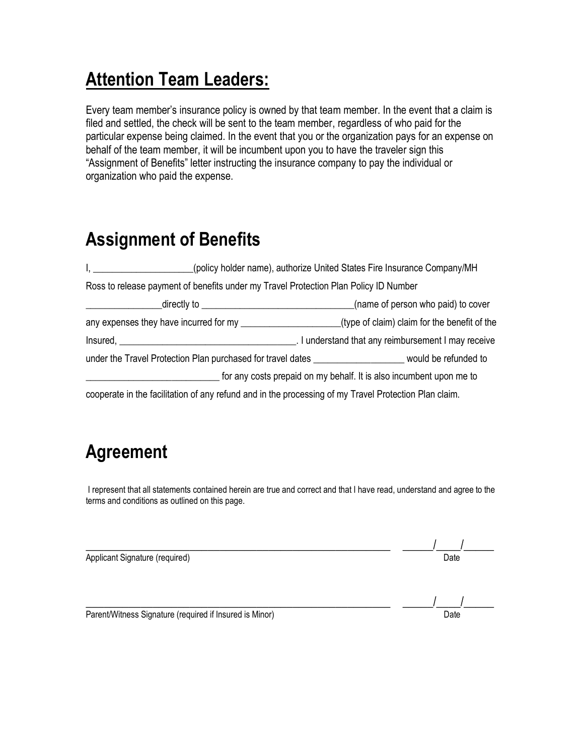## Attention Team Leaders:

Every team member's insurance policy is owned by that team member. In the event that a claim is filed and settled, the check will be sent to the team member, regardless of who paid for the particular expense being claimed. In the event that you or the organization pays for an expense on behalf of the team member, it will be incumbent upon you to have the traveler sign this "Assignment of Benefits" letter instructing the insurance company to pay the individual or organization who paid the expense.

## Assignment of Benefits

I, ____________________(policy holder name), authorize United States Fire Insurance Company/MH Ross to release payment of benefits under my Travel Protection Plan Policy ID Number _______________directly to _______________________________(name of person who paid) to cover any expenses they have incurred for my ____________________(type of claim) claim for the benefit of the Insured, ____________________________________. I understand that any reimbursement I may receive under the Travel Protection Plan purchased for travel dates __________________ would be refunded to ___________________________ for any costs prepaid on my behalf. It is also incumbent upon me to cooperate in the facilitation of any refund and in the processing of my Travel Protection Plan claim.

## Agreement

I represent that all statements contained herein are true and correct and that I have read, understand and agree to the terms and conditions as outlined on this page.

_______________________________________________________________ ______/_____/______

Applicant Signature (required) Date

_______________________________________________________________ ______/_____/______

Parent/Witness Signature (required if Insured is Minor) Date